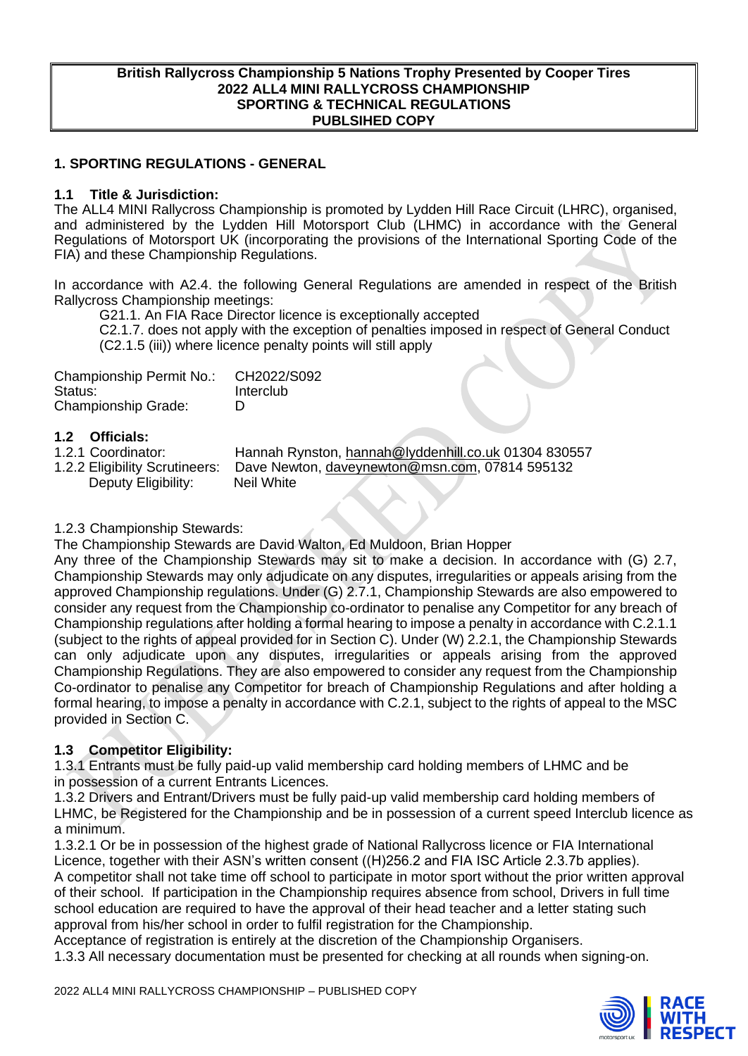**British Rallycross Championship 5 Nations Trophy Presented by Cooper Tires**
**2022 ALL4 MINI RALLYCROSS CHAMPIONSHIP**
**SPORTING & TECHNICAL REGULATIONS**
**PUBLSIHED COPY**

## 1. SPORTING REGULATIONS - GENERAL

### 1.1 Title & Jurisdiction:

The ALL4 MINI Rallycross Championship is promoted by Lydden Hill Race Circuit (LHRC), organised, and administered by the Lydden Hill Motorsport Club (LHMC) in accordance with the General Regulations of Motorsport UK (incorporating the provisions of the International Sporting Code of the FIA) and these Championship Regulations.

In accordance with A2.4. the following General Regulations are amended in respect of the British Rallycross Championship meetings:

G21.1. An FIA Race Director licence is exceptionally accepted

C2.1.7. does not apply with the exception of penalties imposed in respect of General Conduct (C2.1.5 (iii)) where licence penalty points will still apply

| | |
|---|---|
| Championship Permit No.: | CH2022/S092 |
| Status: | Interclub |
| Championship Grade: | D |

### 1.2 Officials:

| | |
|---|---|
| 1.2.1 Coordinator: | Hannah Rynston, hannah@lyddenhill.co.uk 01304 830557 |
| 1.2.2 Eligibility Scrutineers: | Dave Newton, daveynewton@msn.com, 07814 595132 |
| Deputy Eligibility: | Neil White |

1.2.3 Championship Stewards:

The Championship Stewards are David Walton, Ed Muldoon, Brian Hopper

Any three of the Championship Stewards may sit to make a decision. In accordance with (G) 2.7, Championship Stewards may only adjudicate on any disputes, irregularities or appeals arising from the approved Championship regulations. Under (G) 2.7.1, Championship Stewards are also empowered to consider any request from the Championship co-ordinator to penalise any Competitor for any breach of Championship regulations after holding a formal hearing to impose a penalty in accordance with C.2.1.1 (subject to the rights of appeal provided for in Section C). Under (W) 2.2.1, the Championship Stewards can only adjudicate upon any disputes, irregularities or appeals arising from the approved Championship Regulations. They are also empowered to consider any request from the Championship Co-ordinator to penalise any Competitor for breach of Championship Regulations and after holding a formal hearing, to impose a penalty in accordance with C.2.1, subject to the rights of appeal to the MSC provided in Section C.

### 1.3 Competitor Eligibility:

1.3.1 Entrants must be fully paid-up valid membership card holding members of LHMC and be in possession of a current Entrants Licences.

1.3.2 Drivers and Entrant/Drivers must be fully paid-up valid membership card holding members of LHMC, be Registered for the Championship and be in possession of a current speed Interclub licence as a minimum.

1.3.2.1 Or be in possession of the highest grade of National Rallycross licence or FIA International Licence, together with their ASN's written consent ((H)256.2 and FIA ISC Article 2.3.7b applies).

A competitor shall not take time off school to participate in motor sport without the prior written approval of their school. If participation in the Championship requires absence from school, Drivers in full time school education are required to have the approval of their head teacher and a letter stating such approval from his/her school in order to fulfil registration for the Championship.

Acceptance of registration is entirely at the discretion of the Championship Organisers.

1.3.3 All necessary documentation must be presented for checking at all rounds when signing-on.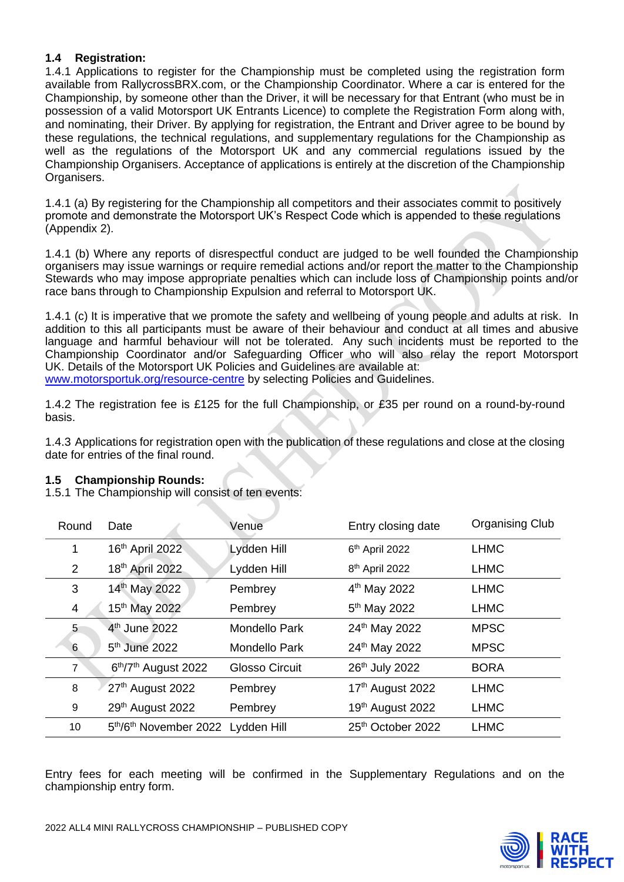### 1.4 Registration:

1.4.1 Applications to register for the Championship must be completed using the registration form available from RallycrossBRX.com, or the Championship Coordinator. Where a car is entered for the Championship, by someone other than the Driver, it will be necessary for that Entrant (who must be in possession of a valid Motorsport UK Entrants Licence) to complete the Registration Form along with, and nominating, their Driver. By applying for registration, the Entrant and Driver agree to be bound by these regulations, the technical regulations, and supplementary regulations for the Championship as well as the regulations of the Motorsport UK and any commercial regulations issued by the Championship Organisers. Acceptance of applications is entirely at the discretion of the Championship Organisers.

1.4.1 (a) By registering for the Championship all competitors and their associates commit to positively promote and demonstrate the Motorsport UK's Respect Code which is appended to these regulations (Appendix 2).

1.4.1 (b) Where any reports of disrespectful conduct are judged to be well founded the Championship organisers may issue warnings or require remedial actions and/or report the matter to the Championship Stewards who may impose appropriate penalties which can include loss of Championship points and/or race bans through to Championship Expulsion and referral to Motorsport UK.

1.4.1 (c) It is imperative that we promote the safety and wellbeing of young people and adults at risk. In addition to this all participants must be aware of their behaviour and conduct at all times and abusive language and harmful behaviour will not be tolerated. Any such incidents must be reported to the Championship Coordinator and/or Safeguarding Officer who will also relay the report Motorsport UK. Details of the Motorsport UK Policies and Guidelines are available at:
www.motorsportuk.org/resource-centre by selecting Policies and Guidelines.

1.4.2 The registration fee is £125 for the full Championship, or £35 per round on a round-by-round basis.

1.4.3 Applications for registration open with the publication of these regulations and close at the closing date for entries of the final round.

### 1.5 Championship Rounds:

1.5.1 The Championship will consist of ten events:

| Round | Date | Venue | Entry closing date | Organising Club |
|---|---|---|---|---|
| 1 | 16th April 2022 | Lydden Hill | 6th April 2022 | LHMC |
| 2 | 18th April 2022 | Lydden Hill | 8th April 2022 | LHMC |
| 3 | 14th May 2022 | Pembrey | 4th May 2022 | LHMC |
| 4 | 15th May 2022 | Pembrey | 5th May 2022 | LHMC |
| 5 | 4th June 2022 | Mondello Park | 24th May 2022 | MPSC |
| 6 | 5th June 2022 | Mondello Park | 24th May 2022 | MPSC |
| 7 | 6th/7th August 2022 | Glosso Circuit | 26th July 2022 | BORA |
| 8 | 27th August 2022 | Pembrey | 17th August 2022 | LHMC |
| 9 | 29th August 2022 | Pembrey | 19th August 2022 | LHMC |
| 10 | 5th/6th November 2022 | Lydden Hill | 25th October 2022 | LHMC |

Entry fees for each meeting will be confirmed in the Supplementary Regulations and on the championship entry form.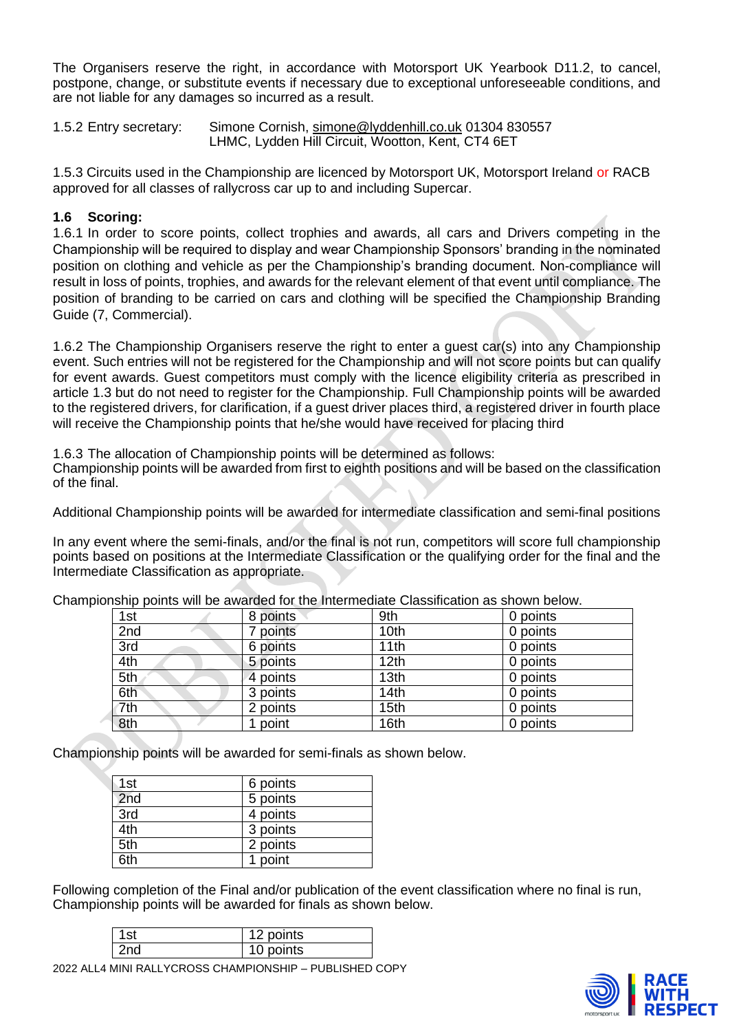The Organisers reserve the right, in accordance with Motorsport UK Yearbook D11.2, to cancel, postpone, change, or substitute events if necessary due to exceptional unforeseeable conditions, and are not liable for any damages so incurred as a result.

1.5.2 Entry secretary: Simone Cornish, simone@lyddenhill.co.uk 01304 830557
LHMC, Lydden Hill Circuit, Wootton, Kent, CT4 6ET

1.5.3 Circuits used in the Championship are licenced by Motorsport UK, Motorsport Ireland or RACB approved for all classes of rallycross car up to and including Supercar.

### 1.6 Scoring:

1.6.1 In order to score points, collect trophies and awards, all cars and Drivers competing in the Championship will be required to display and wear Championship Sponsors' branding in the nominated position on clothing and vehicle as per the Championship's branding document. Non-compliance will result in loss of points, trophies, and awards for the relevant element of that event until compliance. The position of branding to be carried on cars and clothing will be specified the Championship Branding Guide (7, Commercial).

1.6.2 The Championship Organisers reserve the right to enter a guest car(s) into any Championship event. Such entries will not be registered for the Championship and will not score points but can qualify for event awards. Guest competitors must comply with the licence eligibility criteria as prescribed in article 1.3 but do not need to register for the Championship. Full Championship points will be awarded to the registered drivers, for clarification, if a guest driver places third, a registered driver in fourth place will receive the Championship points that he/she would have received for placing third

1.6.3 The allocation of Championship points will be determined as follows:
Championship points will be awarded from first to eighth positions and will be based on the classification of the final.

Additional Championship points will be awarded for intermediate classification and semi-final positions

In any event where the semi-finals, and/or the final is not run, competitors will score full championship points based on positions at the Intermediate Classification or the qualifying order for the final and the Intermediate Classification as appropriate.

Championship points will be awarded for the Intermediate Classification as shown below.

| | | | |
|---|---|---|---|
| 1st | 8 points | 9th | 0 points |
| 2nd | 7 points | 10th | 0 points |
| 3rd | 6 points | 11th | 0 points |
| 4th | 5 points | 12th | 0 points |
| 5th | 4 points | 13th | 0 points |
| 6th | 3 points | 14th | 0 points |
| 7th | 2 points | 15th | 0 points |
| 8th | 1 point | 16th | 0 points |

Championship points will be awarded for semi-finals as shown below.

| | |
|---|---|
| 1st | 6 points |
| 2nd | 5 points |
| 3rd | 4 points |
| 4th | 3 points |
| 5th | 2 points |
| 6th | 1 point |

Following completion of the Final and/or publication of the event classification where no final is run, Championship points will be awarded for finals as shown below.

| | |
|---|---|
| 1st | 12 points |
| 2nd | 10 points |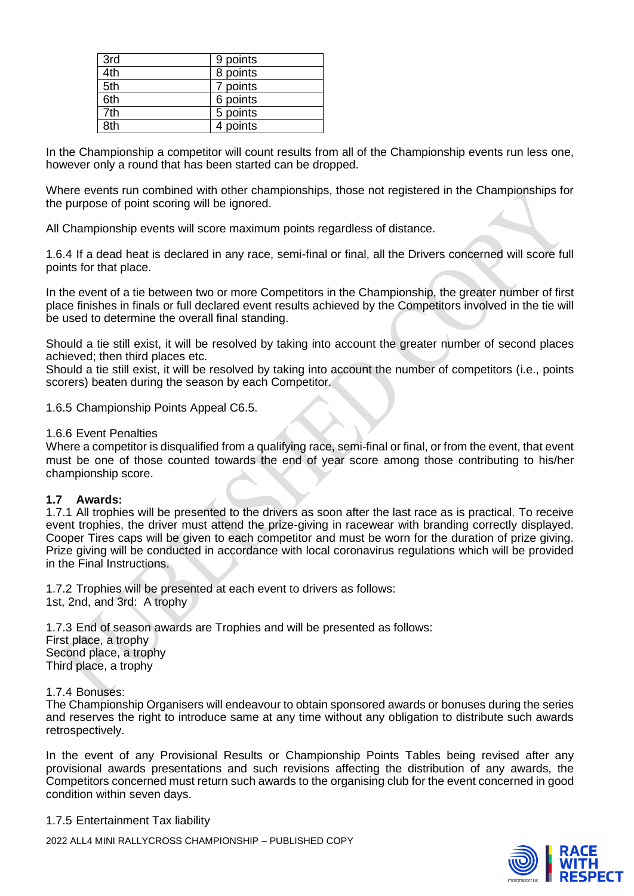| 3rd | 9 points |
|---|---|
| 4th | 8 points |
| 5th | 7 points |
| 6th | 6 points |
| 7th | 5 points |
| 8th | 4 points |

In the Championship a competitor will count results from all of the Championship events run less one, however only a round that has been started can be dropped.

Where events run combined with other championships, those not registered in the Championships for the purpose of point scoring will be ignored.

All Championship events will score maximum points regardless of distance.

1.6.4 If a dead heat is declared in any race, semi-final or final, all the Drivers concerned will score full points for that place.

In the event of a tie between two or more Competitors in the Championship, the greater number of first place finishes in finals or full declared event results achieved by the Competitors involved in the tie will be used to determine the overall final standing.

Should a tie still exist, it will be resolved by taking into account the greater number of second places achieved; then third places etc.
Should a tie still exist, it will be resolved by taking into account the number of competitors (i.e., points scorers) beaten during the season by each Competitor.

1.6.5 Championship Points Appeal C6.5.

1.6.6 Event Penalties
Where a competitor is disqualified from a qualifying race, semi-final or final, or from the event, that event must be one of those counted towards the end of year score among those contributing to his/her championship score.

**1.7 Awards:**
1.7.1 All trophies will be presented to the drivers as soon after the last race as is practical. To receive event trophies, the driver must attend the prize-giving in racewear with branding correctly displayed. Cooper Tires caps will be given to each competitor and must be worn for the duration of prize giving. Prize giving will be conducted in accordance with local coronavirus regulations which will be provided in the Final Instructions.

1.7.2 Trophies will be presented at each event to drivers as follows:
1st, 2nd, and 3rd: A trophy

1.7.3 End of season awards are Trophies and will be presented as follows:
First place, a trophy
Second place, a trophy
Third place, a trophy

1.7.4 Bonuses:
The Championship Organisers will endeavour to obtain sponsored awards or bonuses during the series and reserves the right to introduce same at any time without any obligation to distribute such awards retrospectively.

In the event of any Provisional Results or Championship Points Tables being revised after any provisional awards presentations and such revisions affecting the distribution of any awards, the Competitors concerned must return such awards to the organising club for the event concerned in good condition within seven days.

1.7.5 Entertainment Tax liability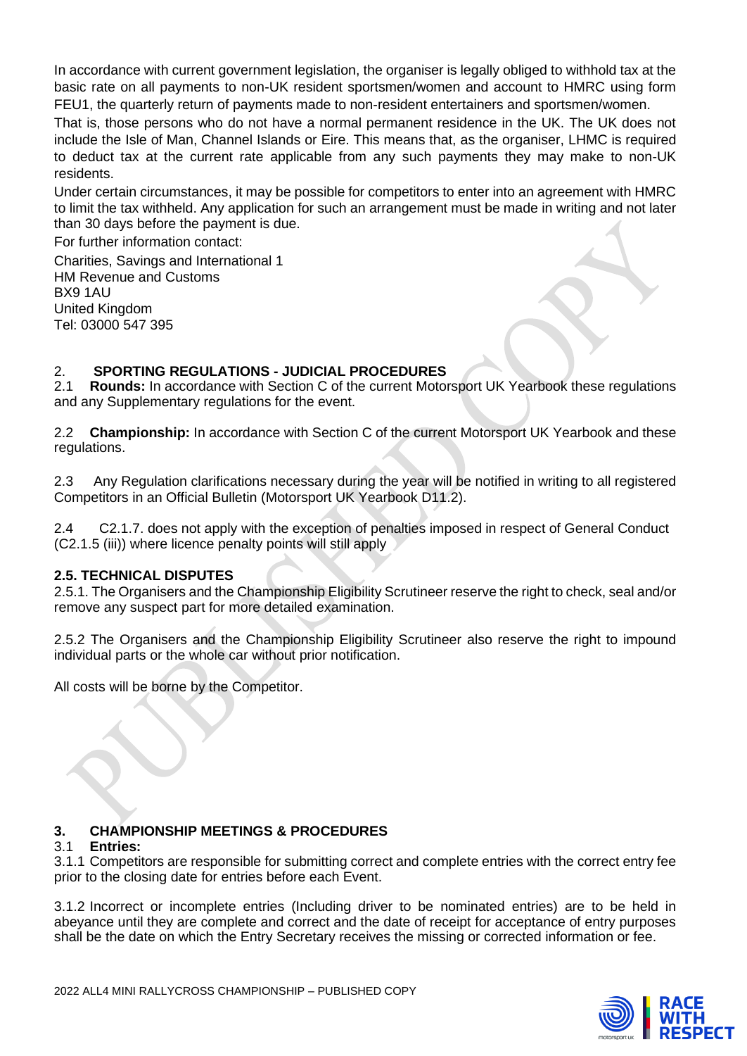In accordance with current government legislation, the organiser is legally obliged to withhold tax at the basic rate on all payments to non-UK resident sportsmen/women and account to HMRC using form FEU1, the quarterly return of payments made to non-resident entertainers and sportsmen/women.

That is, those persons who do not have a normal permanent residence in the UK. The UK does not include the Isle of Man, Channel Islands or Eire. This means that, as the organiser, LHMC is required to deduct tax at the current rate applicable from any such payments they may make to non-UK residents.

Under certain circumstances, it may be possible for competitors to enter into an agreement with HMRC to limit the tax withheld. Any application for such an arrangement must be made in writing and not later than 30 days before the payment is due.

For further information contact:

Charities, Savings and International 1
HM Revenue and Customs
BX9 1AU
United Kingdom
Tel: 03000 547 395

## 2. SPORTING REGULATIONS - JUDICIAL PROCEDURES

2.1 **Rounds:** In accordance with Section C of the current Motorsport UK Yearbook these regulations and any Supplementary regulations for the event.

2.2 **Championship:** In accordance with Section C of the current Motorsport UK Yearbook and these regulations.

2.3 Any Regulation clarifications necessary during the year will be notified in writing to all registered Competitors in an Official Bulletin (Motorsport UK Yearbook D11.2).

2.4 C2.1.7. does not apply with the exception of penalties imposed in respect of General Conduct (C2.1.5 (iii)) where licence penalty points will still apply

### 2.5. TECHNICAL DISPUTES

2.5.1. The Organisers and the Championship Eligibility Scrutineer reserve the right to check, seal and/or remove any suspect part for more detailed examination.

2.5.2 The Organisers and the Championship Eligibility Scrutineer also reserve the right to impound individual parts or the whole car without prior notification.

All costs will be borne by the Competitor.

## 3. CHAMPIONSHIP MEETINGS & PROCEDURES

3.1 **Entries:**

3.1.1 Competitors are responsible for submitting correct and complete entries with the correct entry fee prior to the closing date for entries before each Event.

3.1.2 Incorrect or incomplete entries (Including driver to be nominated entries) are to be held in abeyance until they are complete and correct and the date of receipt for acceptance of entry purposes shall be the date on which the Entry Secretary receives the missing or corrected information or fee.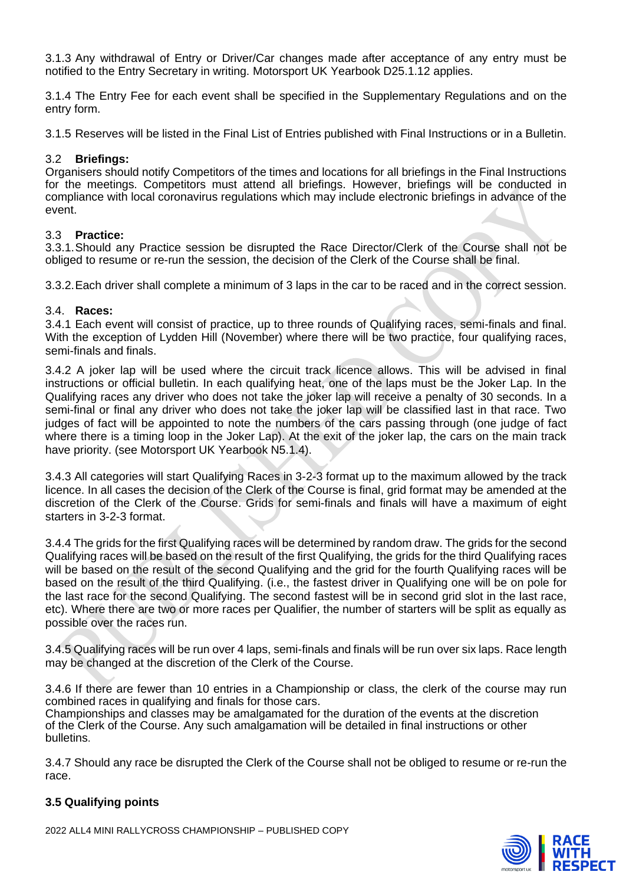3.1.3 Any withdrawal of Entry or Driver/Car changes made after acceptance of any entry must be notified to the Entry Secretary in writing. Motorsport UK Yearbook D25.1.12 applies.

3.1.4 The Entry Fee for each event shall be specified in the Supplementary Regulations and on the entry form.

3.1.5 Reserves will be listed in the Final List of Entries published with Final Instructions or in a Bulletin.

### 3.2 Briefings:

Organisers should notify Competitors of the times and locations for all briefings in the Final Instructions for the meetings. Competitors must attend all briefings. However, briefings will be conducted in compliance with local coronavirus regulations which may include electronic briefings in advance of the event.

### 3.3 Practice:

3.3.1. Should any Practice session be disrupted the Race Director/Clerk of the Course shall not be obliged to resume or re-run the session, the decision of the Clerk of the Course shall be final.

3.3.2. Each driver shall complete a minimum of 3 laps in the car to be raced and in the correct session.

### 3.4. Races:

3.4.1 Each event will consist of practice, up to three rounds of Qualifying races, semi-finals and final. With the exception of Lydden Hill (November) where there will be two practice, four qualifying races, semi-finals and finals.

3.4.2 A joker lap will be used where the circuit track licence allows. This will be advised in final instructions or official bulletin. In each qualifying heat, one of the laps must be the Joker Lap. In the Qualifying races any driver who does not take the joker lap will receive a penalty of 30 seconds. In a semi-final or final any driver who does not take the joker lap will be classified last in that race. Two judges of fact will be appointed to note the numbers of the cars passing through (one judge of fact where there is a timing loop in the Joker Lap). At the exit of the joker lap, the cars on the main track have priority. (see Motorsport UK Yearbook N5.1.4).

3.4.3 All categories will start Qualifying Races in 3-2-3 format up to the maximum allowed by the track licence. In all cases the decision of the Clerk of the Course is final, grid format may be amended at the discretion of the Clerk of the Course. Grids for semi-finals and finals will have a maximum of eight starters in 3-2-3 format.

3.4.4 The grids for the first Qualifying races will be determined by random draw. The grids for the second Qualifying races will be based on the result of the first Qualifying, the grids for the third Qualifying races will be based on the result of the second Qualifying and the grid for the fourth Qualifying races will be based on the result of the third Qualifying. (i.e., the fastest driver in Qualifying one will be on pole for the last race for the second Qualifying. The second fastest will be in second grid slot in the last race, etc). Where there are two or more races per Qualifier, the number of starters will be split as equally as possible over the races run.

3.4.5 Qualifying races will be run over 4 laps, semi-finals and finals will be run over six laps. Race length may be changed at the discretion of the Clerk of the Course.

3.4.6 If there are fewer than 10 entries in a Championship or class, the clerk of the course may run combined races in qualifying and finals for those cars.
Championships and classes may be amalgamated for the duration of the events at the discretion of the Clerk of the Course. Any such amalgamation will be detailed in final instructions or other bulletins.

3.4.7 Should any race be disrupted the Clerk of the Course shall not be obliged to resume or re-run the race.

### 3.5 Qualifying points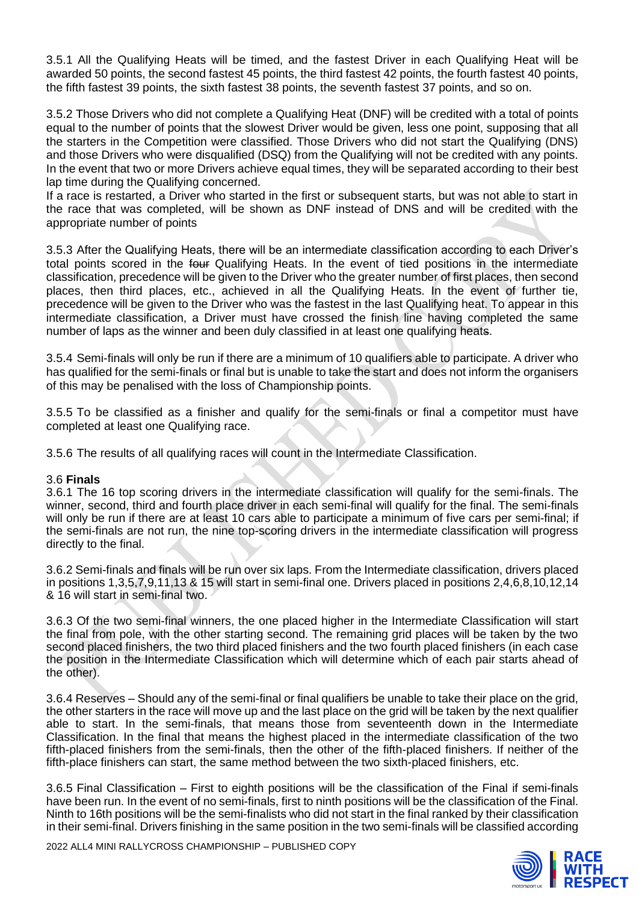3.5.1 All the Qualifying Heats will be timed, and the fastest Driver in each Qualifying Heat will be awarded 50 points, the second fastest 45 points, the third fastest 42 points, the fourth fastest 40 points, the fifth fastest 39 points, the sixth fastest 38 points, the seventh fastest 37 points, and so on.

3.5.2 Those Drivers who did not complete a Qualifying Heat (DNF) will be credited with a total of points equal to the number of points that the slowest Driver would be given, less one point, supposing that all the starters in the Competition were classified. Those Drivers who did not start the Qualifying (DNS) and those Drivers who were disqualified (DSQ) from the Qualifying will not be credited with any points. In the event that two or more Drivers achieve equal times, they will be separated according to their best lap time during the Qualifying concerned.
If a race is restarted, a Driver who started in the first or subsequent starts, but was not able to start in the race that was completed, will be shown as DNF instead of DNS and will be credited with the appropriate number of points

3.5.3 After the Qualifying Heats, there will be an intermediate classification according to each Driver's total points scored in the ~~four~~ Qualifying Heats. In the event of tied positions in the intermediate classification, precedence will be given to the Driver who the greater number of first places, then second places, then third places, etc., achieved in all the Qualifying Heats. In the event of further tie, precedence will be given to the Driver who was the fastest in the last Qualifying heat. To appear in this intermediate classification, a Driver must have crossed the finish line having completed the same number of laps as the winner and been duly classified in at least one qualifying heat~~s~~.

3.5.4 Semi-finals will only be run if there are a minimum of 10 qualifiers able to participate. A driver who has qualified for the semi-finals or final but is unable to take the start and does not inform the organisers of this may be penalised with the loss of Championship points.

3.5.5 To be classified as a finisher and qualify for the semi-finals or final a competitor must have completed at least one Qualifying race.

3.5.6 The results of all qualifying races will count in the Intermediate Classification.

3.6 **Finals**

3.6.1 The 16 top scoring drivers in the intermediate classification will qualify for the semi-finals. The winner, second, third and fourth place driver in each semi-final will qualify for the final. The semi-finals will only be run if there are at least 10 cars able to participate a minimum of five cars per semi-final; if the semi-finals are not run, the nine top-scoring drivers in the intermediate classification will progress directly to the final.

3.6.2 Semi-finals and finals will be run over six laps. From the Intermediate classification, drivers placed in positions 1,3,5,7,9,11,13 & 15 will start in semi-final one. Drivers placed in positions 2,4,6,8,10,12,14 & 16 will start in semi-final two.

3.6.3 Of the two semi-final winners, the one placed higher in the Intermediate Classification will start the final from pole, with the other starting second. The remaining grid places will be taken by the two second placed finishers, the two third placed finishers and the two fourth placed finishers (in each case the position in the Intermediate Classification which will determine which of each pair starts ahead of the other).

3.6.4 Reserves – Should any of the semi-final or final qualifiers be unable to take their place on the grid, the other starters in the race will move up and the last place on the grid will be taken by the next qualifier able to start. In the semi-finals, that means those from seventeenth down in the Intermediate Classification. In the final that means the highest placed in the intermediate classification of the two fifth-placed finishers from the semi-finals, then the other of the fifth-placed finishers. If neither of the fifth-place finishers can start, the same method between the two sixth-placed finishers, etc.

3.6.5 Final Classification – First to eighth positions will be the classification of the Final if semi-finals have been run. In the event of no semi-finals, first to ninth positions will be the classification of the Final. Ninth to 16th positions will be the semi-finalists who did not start in the final ranked by their classification in their semi-final. Drivers finishing in the same position in the two semi-finals will be classified according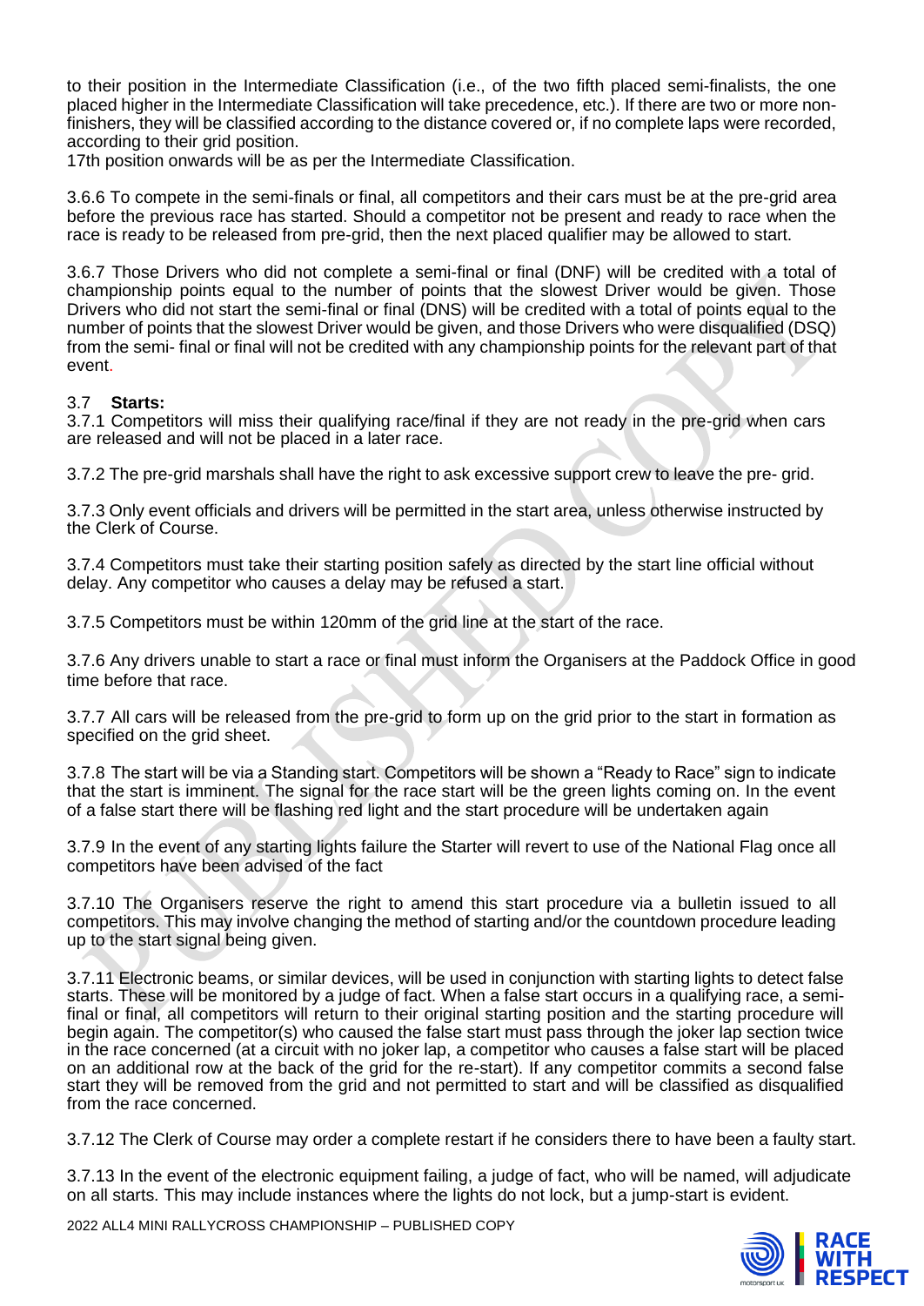to their position in the Intermediate Classification (i.e., of the two fifth placed semi-finalists, the one placed higher in the Intermediate Classification will take precedence, etc.). If there are two or more non-finishers, they will be classified according to the distance covered or, if no complete laps were recorded, according to their grid position.
17th position onwards will be as per the Intermediate Classification.

3.6.6 To compete in the semi-finals or final, all competitors and their cars must be at the pre-grid area before the previous race has started. Should a competitor not be present and ready to race when the race is ready to be released from pre-grid, then the next placed qualifier may be allowed to start.

3.6.7 Those Drivers who did not complete a semi-final or final (DNF) will be credited with a total of championship points equal to the number of points that the slowest Driver would be given. Those Drivers who did not start the semi-final or final (DNS) will be credited with a total of points equal to the number of points that the slowest Driver would be given, and those Drivers who were disqualified (DSQ) from the semi- final or final will not be credited with any championship points for the relevant part of that event.

3.7 **Starts:**
3.7.1 Competitors will miss their qualifying race/final if they are not ready in the pre-grid when cars are released and will not be placed in a later race.

3.7.2 The pre-grid marshals shall have the right to ask excessive support crew to leave the pre- grid.

3.7.3 Only event officials and drivers will be permitted in the start area, unless otherwise instructed by the Clerk of Course.

3.7.4 Competitors must take their starting position safely as directed by the start line official without delay. Any competitor who causes a delay may be refused a start.

3.7.5 Competitors must be within 120mm of the grid line at the start of the race.

3.7.6 Any drivers unable to start a race or final must inform the Organisers at the Paddock Office in good time before that race.

3.7.7 All cars will be released from the pre-grid to form up on the grid prior to the start in formation as specified on the grid sheet.

3.7.8 The start will be via a Standing start. Competitors will be shown a "Ready to Race" sign to indicate that the start is imminent. The signal for the race start will be the green lights coming on. In the event of a false start there will be flashing red light and the start procedure will be undertaken again

3.7.9 In the event of any starting lights failure the Starter will revert to use of the National Flag once all competitors have been advised of the fact

3.7.10 The Organisers reserve the right to amend this start procedure via a bulletin issued to all competitors. This may involve changing the method of starting and/or the countdown procedure leading up to the start signal being given.

3.7.11 Electronic beams, or similar devices, will be used in conjunction with starting lights to detect false starts. These will be monitored by a judge of fact. When a false start occurs in a qualifying race, a semi-final or final, all competitors will return to their original starting position and the starting procedure will begin again. The competitor(s) who caused the false start must pass through the joker lap section twice in the race concerned (at a circuit with no joker lap, a competitor who causes a false start will be placed on an additional row at the back of the grid for the re-start). If any competitor commits a second false start they will be removed from the grid and not permitted to start and will be classified as disqualified from the race concerned.

3.7.12 The Clerk of Course may order a complete restart if he considers there to have been a faulty start.

3.7.13 In the event of the electronic equipment failing, a judge of fact, who will be named, will adjudicate on all starts. This may include instances where the lights do not lock, but a jump-start is evident.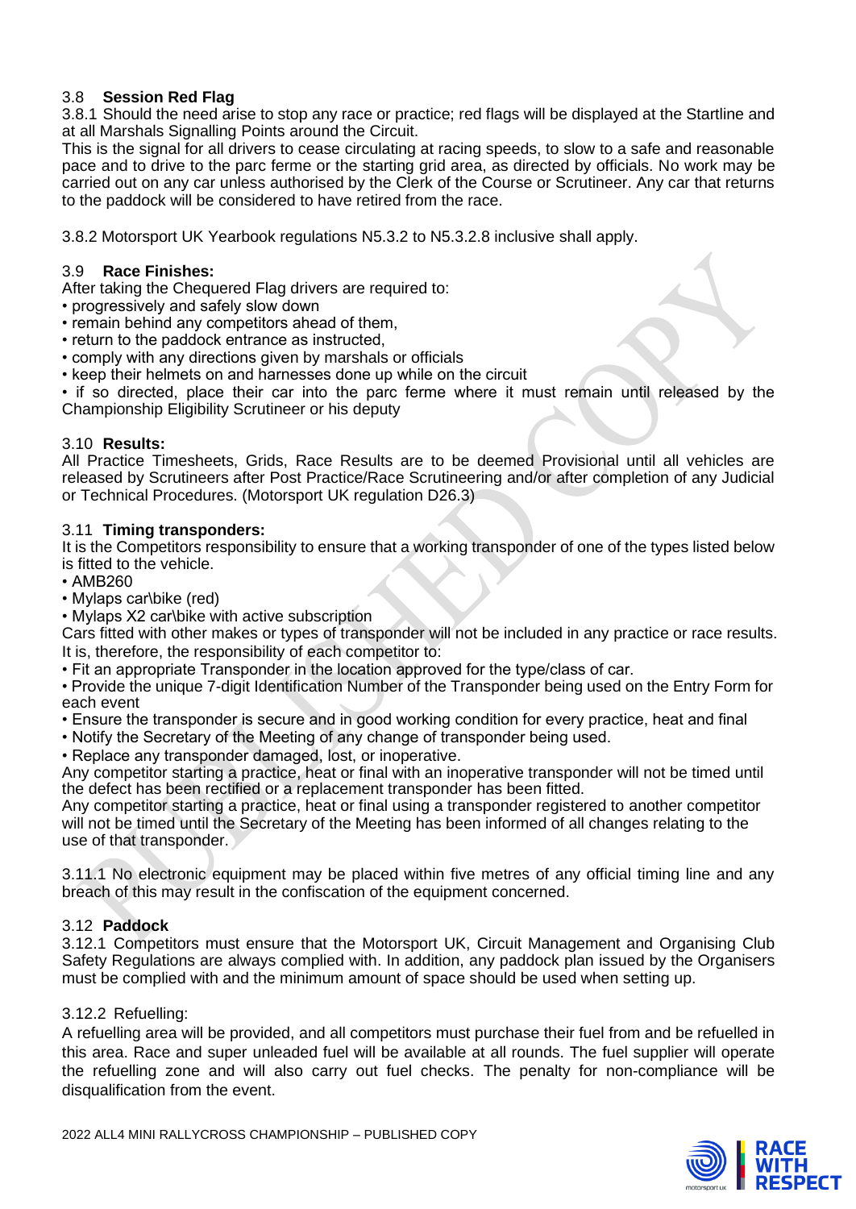### 3.8 **Session Red Flag**

3.8.1 Should the need arise to stop any race or practice; red flags will be displayed at the Startline and at all Marshals Signalling Points around the Circuit.

This is the signal for all drivers to cease circulating at racing speeds, to slow to a safe and reasonable pace and to drive to the parc ferme or the starting grid area, as directed by officials. No work may be carried out on any car unless authorised by the Clerk of the Course or Scrutineer. Any car that returns to the paddock will be considered to have retired from the race.

3.8.2 Motorsport UK Yearbook regulations N5.3.2 to N5.3.2.8 inclusive shall apply.

### 3.9 **Race Finishes:**

After taking the Chequered Flag drivers are required to:

- progressively and safely slow down
- remain behind any competitors ahead of them,
- return to the paddock entrance as instructed,
- comply with any directions given by marshals or officials
- keep their helmets on and harnesses done up while on the circuit
- if so directed, place their car into the parc ferme where it must remain until released by the Championship Eligibility Scrutineer or his deputy

### 3.10 **Results:**

All Practice Timesheets, Grids, Race Results are to be deemed Provisional until all vehicles are released by Scrutineers after Post Practice/Race Scrutineering and/or after completion of any Judicial or Technical Procedures. (Motorsport UK regulation D26.3)

### 3.11 **Timing transponders:**

It is the Competitors responsibility to ensure that a working transponder of one of the types listed below is fitted to the vehicle.

- AMB260
- Mylaps car\bike (red)
- Mylaps X2 car\bike with active subscription

Cars fitted with other makes or types of transponder will not be included in any practice or race results. It is, therefore, the responsibility of each competitor to:

- Fit an appropriate Transponder in the location approved for the type/class of car.
- Provide the unique 7-digit Identification Number of the Transponder being used on the Entry Form for each event
- Ensure the transponder is secure and in good working condition for every practice, heat and final
- Notify the Secretary of the Meeting of any change of transponder being used.
- Replace any transponder damaged, lost, or inoperative.

Any competitor starting a practice, heat or final with an inoperative transponder will not be timed until the defect has been rectified or a replacement transponder has been fitted.

Any competitor starting a practice, heat or final using a transponder registered to another competitor will not be timed until the Secretary of the Meeting has been informed of all changes relating to the use of that transponder.

3.11.1 No electronic equipment may be placed within five metres of any official timing line and any breach of this may result in the confiscation of the equipment concerned.

### 3.12 **Paddock**

3.12.1 Competitors must ensure that the Motorsport UK, Circuit Management and Organising Club Safety Regulations are always complied with. In addition, any paddock plan issued by the Organisers must be complied with and the minimum amount of space should be used when setting up.

3.12.2 Refuelling:

A refuelling area will be provided, and all competitors must purchase their fuel from and be refuelled in this area. Race and super unleaded fuel will be available at all rounds. The fuel supplier will operate the refuelling zone and will also carry out fuel checks. The penalty for non-compliance will be disqualification from the event.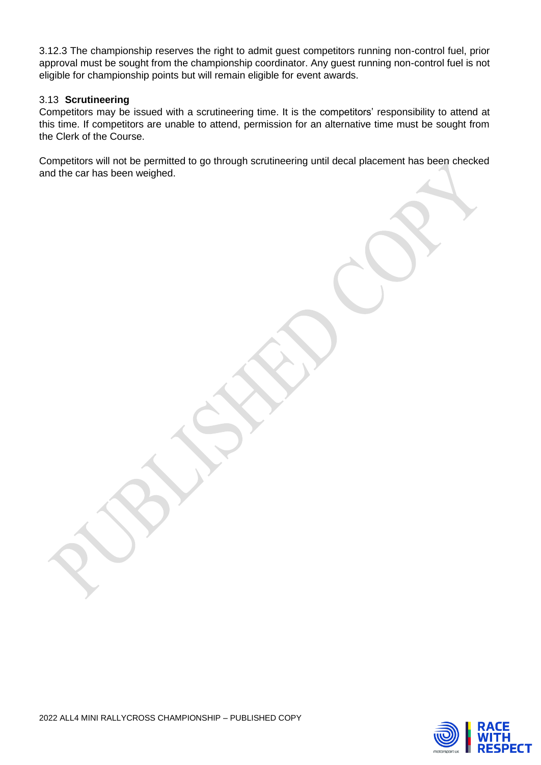3.12.3 The championship reserves the right to admit guest competitors running non-control fuel, prior approval must be sought from the championship coordinator. Any guest running non-control fuel is not eligible for championship points but will remain eligible for event awards.

### 3.13 **Scrutineering**

Competitors may be issued with a scrutineering time. It is the competitors' responsibility to attend at this time. If competitors are unable to attend, permission for an alternative time must be sought from the Clerk of the Course.

Competitors will not be permitted to go through scrutineering until decal placement has been checked and the car has been weighed.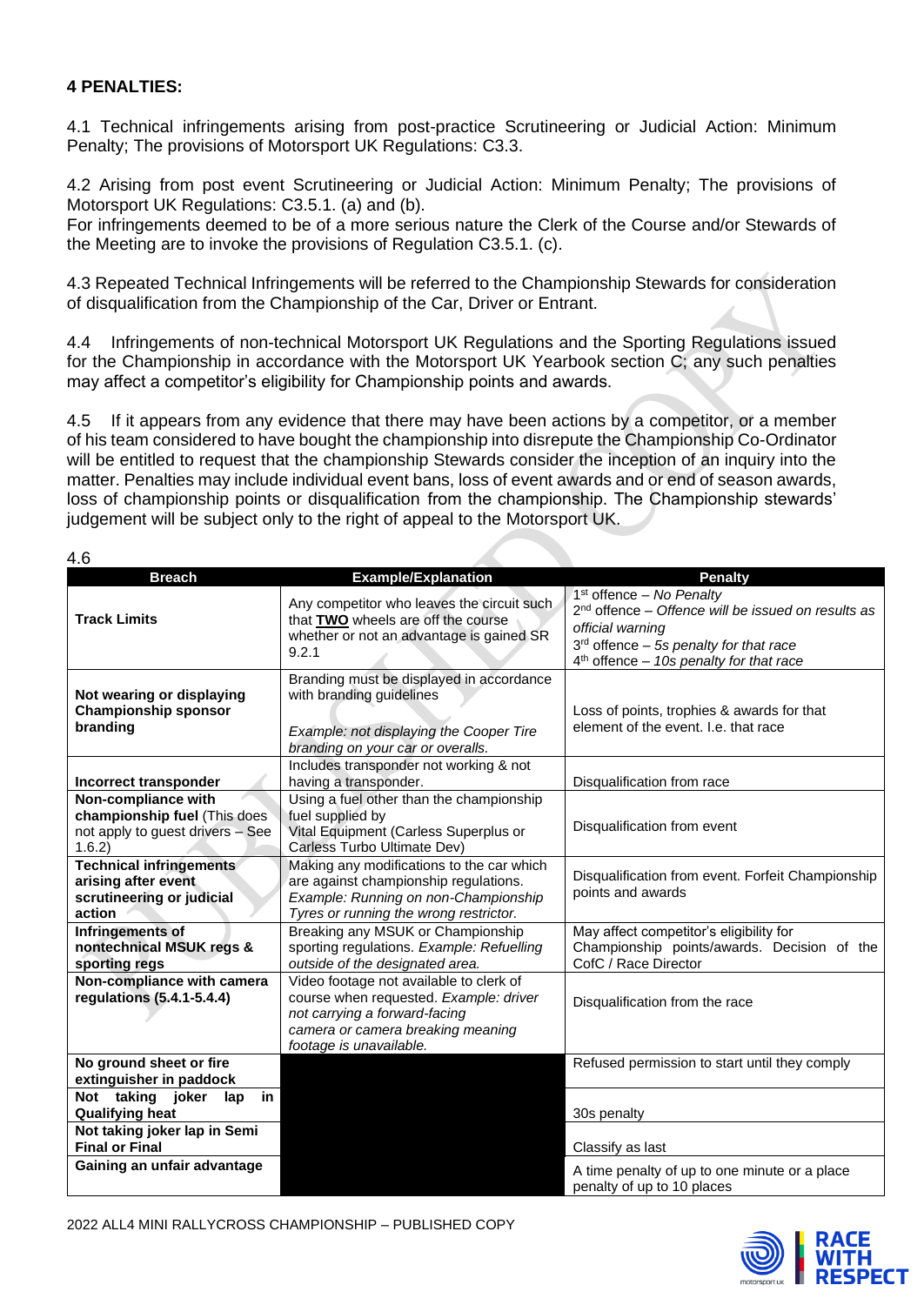## 4 PENALTIES:

4.1 Technical infringements arising from post-practice Scrutineering or Judicial Action: Minimum Penalty; The provisions of Motorsport UK Regulations: C3.3.

4.2 Arising from post event Scrutineering or Judicial Action: Minimum Penalty; The provisions of Motorsport UK Regulations: C3.5.1. (a) and (b).
For infringements deemed to be of a more serious nature the Clerk of the Course and/or Stewards of the Meeting are to invoke the provisions of Regulation C3.5.1. (c).

4.3 Repeated Technical Infringements will be referred to the Championship Stewards for consideration of disqualification from the Championship of the Car, Driver or Entrant.

4.4 Infringements of non-technical Motorsport UK Regulations and the Sporting Regulations issued for the Championship in accordance with the Motorsport UK Yearbook section C; any such penalties may affect a competitor's eligibility for Championship points and awards.

4.5 If it appears from any evidence that there may have been actions by a competitor, or a member of his team considered to have bought the championship into disrepute the Championship Co-Ordinator will be entitled to request that the championship Stewards consider the inception of an inquiry into the matter. Penalties may include individual event bans, loss of event awards and or end of season awards, loss of championship points or disqualification from the championship. The Championship stewards' judgement will be subject only to the right of appeal to the Motorsport UK.

4.6

| Breach | Example/Explanation | Penalty |
|---|---|---|
| **Track Limits** | Any competitor who leaves the circuit such that **TWO** wheels are off the course whether or not an advantage is gained SR 9.2.1 | 1st offence – *No Penalty*<br>2nd offence – *Offence will be issued on results as official warning*<br>3rd offence – *5s penalty for that race*<br>4th offence – *10s penalty for that race* |
| **Not wearing or displaying Championship sponsor branding** | Branding must be displayed in accordance with branding guidelines<br><br>*Example: not displaying the Cooper Tire branding on your car or overalls.* | Loss of points, trophies & awards for that element of the event. I.e. that race |
| **Incorrect transponder** | Includes transponder not working & not having a transponder. | Disqualification from race |
| **Non-compliance with championship fuel** (This does not apply to guest drivers – See 1.6.2) | Using a fuel other than the championship fuel supplied by Vital Equipment (Carless Superplus or Carless Turbo Ultimate Dev) | Disqualification from event |
| **Technical infringements arising after event scrutineering or judicial action** | Making any modifications to the car which are against championship regulations. *Example: Running on non-Championship Tyres or running the wrong restrictor.* | Disqualification from event. Forfeit Championship points and awards |
| **Infringements of nontechnical MSUK regs & sporting regs** | Breaking any MSUK or Championship sporting regulations. *Example: Refuelling outside of the designated area.* | May affect competitor's eligibility for Championship points/awards. Decision of the CofC / Race Director |
| **Non-compliance with camera regulations (5.4.1-5.4.4)** | Video footage not available to clerk of course when requested. *Example: driver not carrying a forward-facing camera or camera breaking meaning footage is unavailable.* | Disqualification from the race |
| **No ground sheet or fire extinguisher in paddock** | | Refused permission to start until they comply |
| **Not taking joker lap in Qualifying heat** | | 30s penalty |
| **Not taking joker lap in Semi Final or Final** | | Classify as last |
| **Gaining an unfair advantage** | | A time penalty of up to one minute or a place penalty of up to 10 places |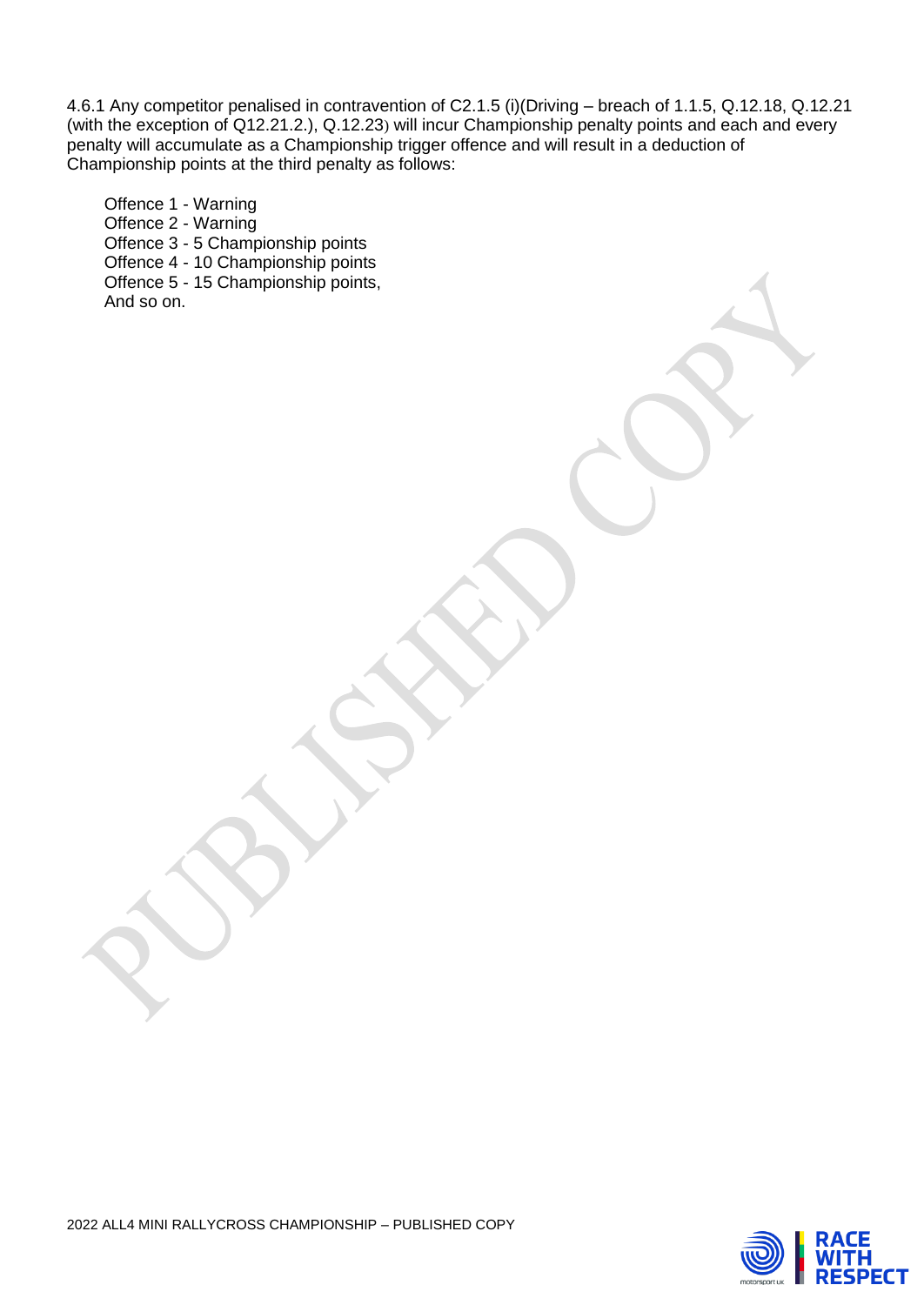4.6.1 Any competitor penalised in contravention of C2.1.5 (i)(Driving – breach of 1.1.5, Q.12.18, Q.12.21 (with the exception of Q12.21.2.), Q.12.23) will incur Championship penalty points and each and every penalty will accumulate as a Championship trigger offence and will result in a deduction of Championship points at the third penalty as follows:

Offence 1 - Warning  
Offence 2 - Warning  
Offence 3 - 5 Championship points  
Offence 4 - 10 Championship points  
Offence 5 - 15 Championship points,  
And so on.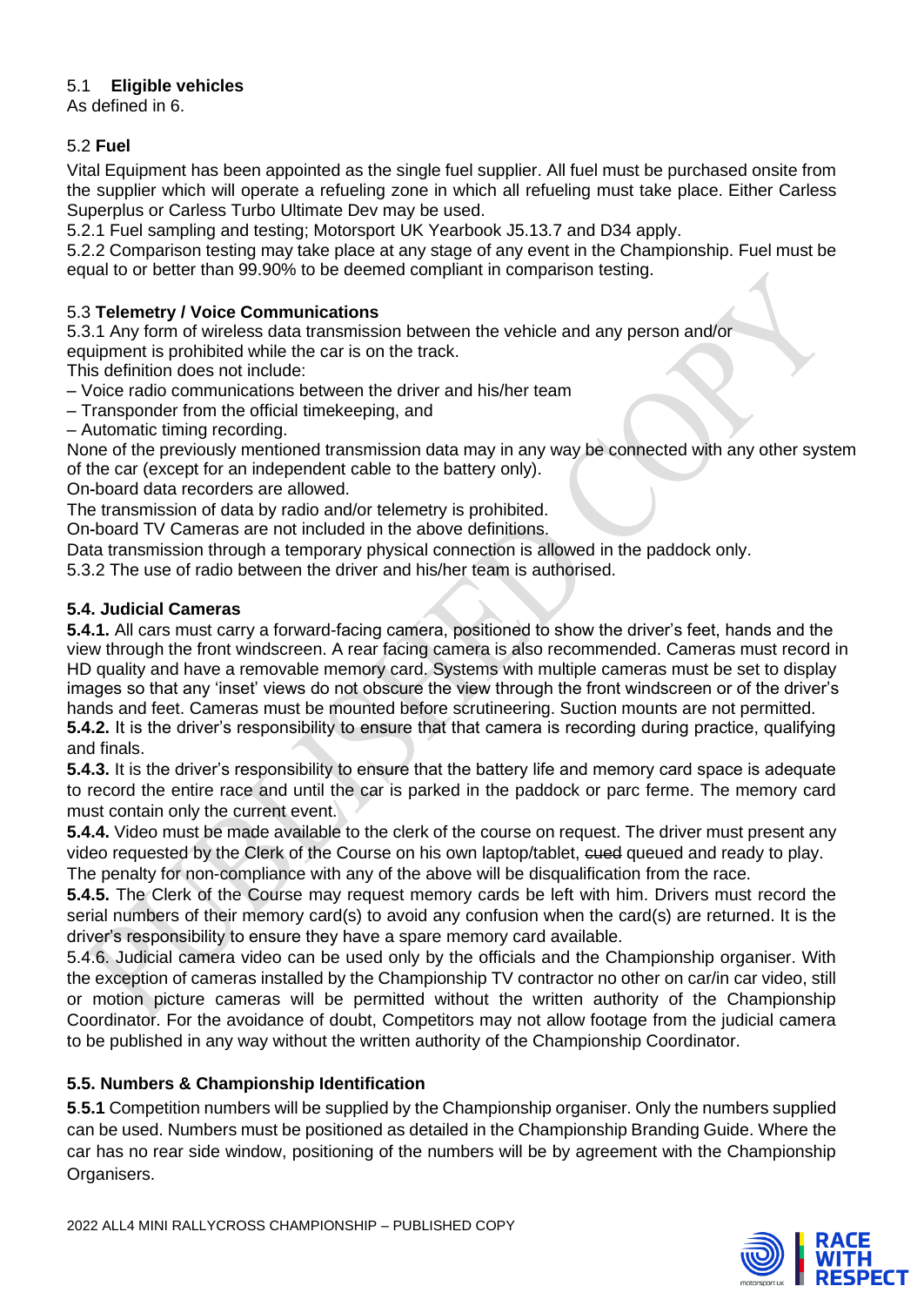5.1 **Eligible vehicles**
As defined in 6.

5.2 **Fuel**

Vital Equipment has been appointed as the single fuel supplier. All fuel must be purchased onsite from the supplier which will operate a refueling zone in which all refueling must take place. Either Carless Superplus or Carless Turbo Ultimate Dev may be used.

5.2.1 Fuel sampling and testing; Motorsport UK Yearbook J5.13.7 and D34 apply.

5.2.2 Comparison testing may take place at any stage of any event in the Championship. Fuel must be equal to or better than 99.90% to be deemed compliant in comparison testing.

5.3 **Telemetry / Voice Communications**

5.3.1 Any form of wireless data transmission between the vehicle and any person and/or equipment is prohibited while the car is on the track.

This definition does not include:

– Voice radio communications between the driver and his/her team

– Transponder from the official timekeeping, and

– Automatic timing recording.

None of the previously mentioned transmission data may in any way be connected with any other system of the car (except for an independent cable to the battery only).

On-board data recorders are allowed.

The transmission of data by radio and/or telemetry is prohibited.

On-board TV Cameras are not included in the above definitions.

Data transmission through a temporary physical connection is allowed in the paddock only.

5.3.2 The use of radio between the driver and his/her team is authorised.

**5.4. Judicial Cameras**

**5.4.1.** All cars must carry a forward-facing camera, positioned to show the driver's feet, hands and the view through the front windscreen. A rear facing camera is also recommended. Cameras must record in HD quality and have a removable memory card. Systems with multiple cameras must be set to display images so that any 'inset' views do not obscure the view through the front windscreen or of the driver's hands and feet. Cameras must be mounted before scrutineering. Suction mounts are not permitted.

**5.4.2.** It is the driver's responsibility to ensure that that camera is recording during practice, qualifying and finals.

**5.4.3.** It is the driver's responsibility to ensure that the battery life and memory card space is adequate to record the entire race and until the car is parked in the paddock or parc ferme. The memory card must contain only the current event.

**5.4.4.** Video must be made available to the clerk of the course on request. The driver must present any video requested by the Clerk of the Course on his own laptop/tablet, ~~cued~~ queued and ready to play. The penalty for non-compliance with any of the above will be disqualification from the race.

**5.4.5.** The Clerk of the Course may request memory cards be left with him. Drivers must record the serial numbers of their memory card(s) to avoid any confusion when the card(s) are returned. It is the driver's responsibility to ensure they have a spare memory card available.

5.4.6. Judicial camera video can be used only by the officials and the Championship organiser. With the exception of cameras installed by the Championship TV contractor no other on car/in car video, still or motion picture cameras will be permitted without the written authority of the Championship Coordinator. For the avoidance of doubt, Competitors may not allow footage from the judicial camera to be published in any way without the written authority of the Championship Coordinator.

**5.5. Numbers & Championship Identification**

**5.5.1** Competition numbers will be supplied by the Championship organiser. Only the numbers supplied can be used. Numbers must be positioned as detailed in the Championship Branding Guide. Where the car has no rear side window, positioning of the numbers will be by agreement with the Championship Organisers.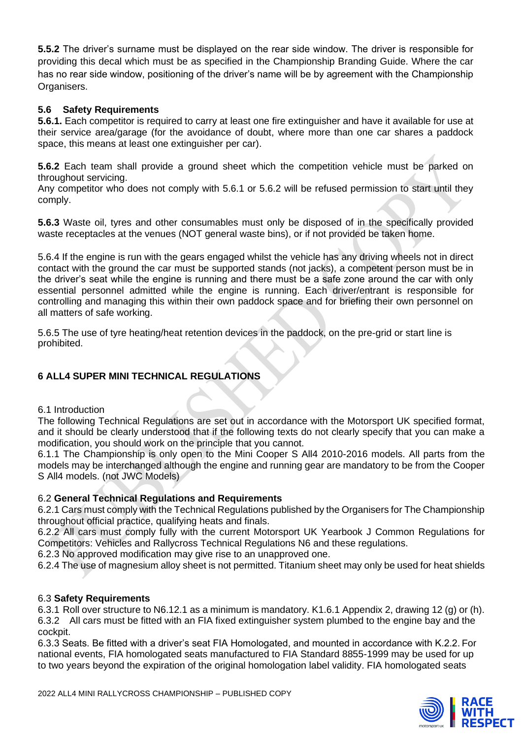**5.5.2** The driver's surname must be displayed on the rear side window. The driver is responsible for providing this decal which must be as specified in the Championship Branding Guide. Where the car has no rear side window, positioning of the driver's name will be by agreement with the Championship Organisers.

### 5.6 Safety Requirements

**5.6.1.** Each competitor is required to carry at least one fire extinguisher and have it available for use at their service area/garage (for the avoidance of doubt, where more than one car shares a paddock space, this means at least one extinguisher per car).

**5.6.2** Each team shall provide a ground sheet which the competition vehicle must be parked on throughout servicing.
Any competitor who does not comply with 5.6.1 or 5.6.2 will be refused permission to start until they comply.

**5.6.3** Waste oil, tyres and other consumables must only be disposed of in the specifically provided waste receptacles at the venues (NOT general waste bins), or if not provided be taken home.

5.6.4 If the engine is run with the gears engaged whilst the vehicle has any driving wheels not in direct contact with the ground the car must be supported stands (not jacks), a competent person must be in the driver's seat while the engine is running and there must be a safe zone around the car with only essential personnel admitted while the engine is running. Each driver/entrant is responsible for controlling and managing this within their own paddock space and for briefing their own personnel on all matters of safe working.

5.6.5 The use of tyre heating/heat retention devices in the paddock, on the pre-grid or start line is prohibited.

## 6 ALL4 SUPER MINI TECHNICAL REGULATIONS

6.1 Introduction
The following Technical Regulations are set out in accordance with the Motorsport UK specified format, and it should be clearly understood that if the following texts do not clearly specify that you can make a modification, you should work on the principle that you cannot.
6.1.1 The Championship is only open to the Mini Cooper S All4 2010-2016 models. All parts from the models may be interchanged although the engine and running gear are mandatory to be from the Cooper S All4 models. (not JWC Models)

6.2 **General Technical Regulations and Requirements**
6.2.1 Cars must comply with the Technical Regulations published by the Organisers for The Championship throughout official practice, qualifying heats and finals.
6.2.2 All cars must comply fully with the current Motorsport UK Yearbook J Common Regulations for Competitors: Vehicles and Rallycross Technical Regulations N6 and these regulations.
6.2.3 No approved modification may give rise to an unapproved one.
6.2.4 The use of magnesium alloy sheet is not permitted. Titanium sheet may only be used for heat shields

6.3 **Safety Requirements**
6.3.1 Roll over structure to N6.12.1 as a minimum is mandatory. K1.6.1 Appendix 2, drawing 12 (g) or (h).
6.3.2 All cars must be fitted with an FIA fixed extinguisher system plumbed to the engine bay and the cockpit.
6.3.3 Seats. Be fitted with a driver's seat FIA Homologated, and mounted in accordance with K.2.2. For national events, FIA homologated seats manufactured to FIA Standard 8855-1999 may be used for up to two years beyond the expiration of the original homologation label validity. FIA homologated seats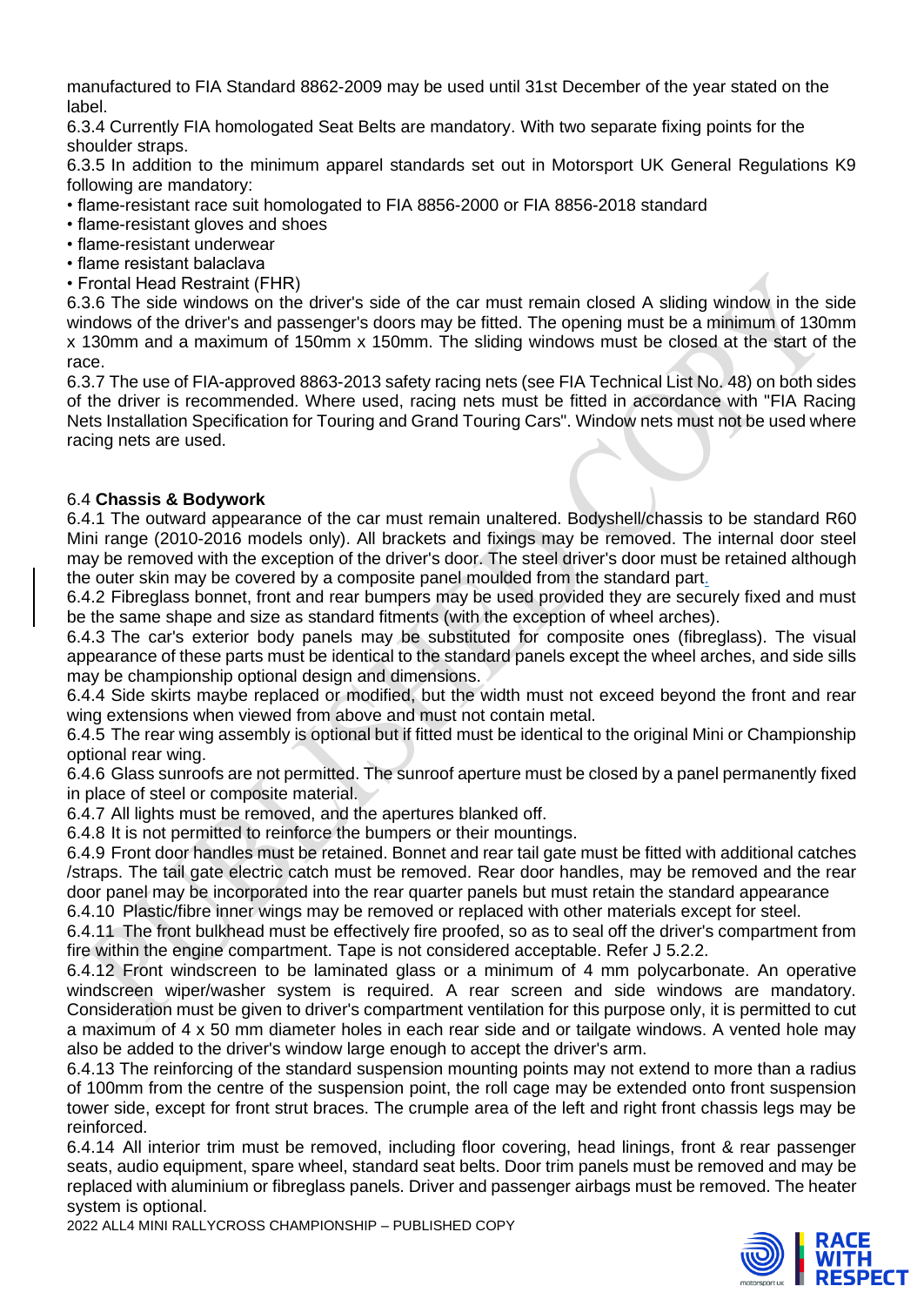manufactured to FIA Standard 8862-2009 may be used until 31st December of the year stated on the label.

6.3.4 Currently FIA homologated Seat Belts are mandatory. With two separate fixing points for the shoulder straps.

6.3.5 In addition to the minimum apparel standards set out in Motorsport UK General Regulations K9 following are mandatory:

- flame-resistant race suit homologated to FIA 8856-2000 or FIA 8856-2018 standard
- flame-resistant gloves and shoes
- flame-resistant underwear
- flame resistant balaclava
- Frontal Head Restraint (FHR)

6.3.6 The side windows on the driver's side of the car must remain closed A sliding window in the side windows of the driver's and passenger's doors may be fitted. The opening must be a minimum of 130mm x 130mm and a maximum of 150mm x 150mm. The sliding windows must be closed at the start of the race.

6.3.7 The use of FIA-approved 8863-2013 safety racing nets (see FIA Technical List No. 48) on both sides of the driver is recommended. Where used, racing nets must be fitted in accordance with "FIA Racing Nets Installation Specification for Touring and Grand Touring Cars". Window nets must not be used where racing nets are used.

6.4 **Chassis & Bodywork**

6.4.1 The outward appearance of the car must remain unaltered. Bodyshell/chassis to be standard R60 Mini range (2010-2016 models only). All brackets and fixings may be removed. The internal door steel may be removed with the exception of the driver's door. The steel driver's door must be retained although the outer skin may be covered by a composite panel moulded from the standard part.

6.4.2 Fibreglass bonnet, front and rear bumpers may be used provided they are securely fixed and must be the same shape and size as standard fitments (with the exception of wheel arches).

6.4.3 The car's exterior body panels may be substituted for composite ones (fibreglass). The visual appearance of these parts must be identical to the standard panels except the wheel arches, and side sills may be championship optional design and dimensions.

6.4.4 Side skirts maybe replaced or modified, but the width must not exceed beyond the front and rear wing extensions when viewed from above and must not contain metal.

6.4.5 The rear wing assembly is optional but if fitted must be identical to the original Mini or Championship optional rear wing.

6.4.6 Glass sunroofs are not permitted. The sunroof aperture must be closed by a panel permanently fixed in place of steel or composite material.

6.4.7 All lights must be removed, and the apertures blanked off.

6.4.8 It is not permitted to reinforce the bumpers or their mountings.

6.4.9 Front door handles must be retained. Bonnet and rear tail gate must be fitted with additional catches /straps. The tail gate electric catch must be removed. Rear door handles, may be removed and the rear door panel may be incorporated into the rear quarter panels but must retain the standard appearance

6.4.10 Plastic/fibre inner wings may be removed or replaced with other materials except for steel.

6.4.11 The front bulkhead must be effectively fire proofed, so as to seal off the driver's compartment from fire within the engine compartment. Tape is not considered acceptable. Refer J 5.2.2.

6.4.12 Front windscreen to be laminated glass or a minimum of 4 mm polycarbonate. An operative windscreen wiper/washer system is required. A rear screen and side windows are mandatory. Consideration must be given to driver's compartment ventilation for this purpose only, it is permitted to cut a maximum of 4 x 50 mm diameter holes in each rear side and or tailgate windows. A vented hole may also be added to the driver's window large enough to accept the driver's arm.

6.4.13 The reinforcing of the standard suspension mounting points may not extend to more than a radius of 100mm from the centre of the suspension point, the roll cage may be extended onto front suspension tower side, except for front strut braces. The crumple area of the left and right front chassis legs may be reinforced.

6.4.14 All interior trim must be removed, including floor covering, head linings, front & rear passenger seats, audio equipment, spare wheel, standard seat belts. Door trim panels must be removed and may be replaced with aluminium or fibreglass panels. Driver and passenger airbags must be removed. The heater system is optional.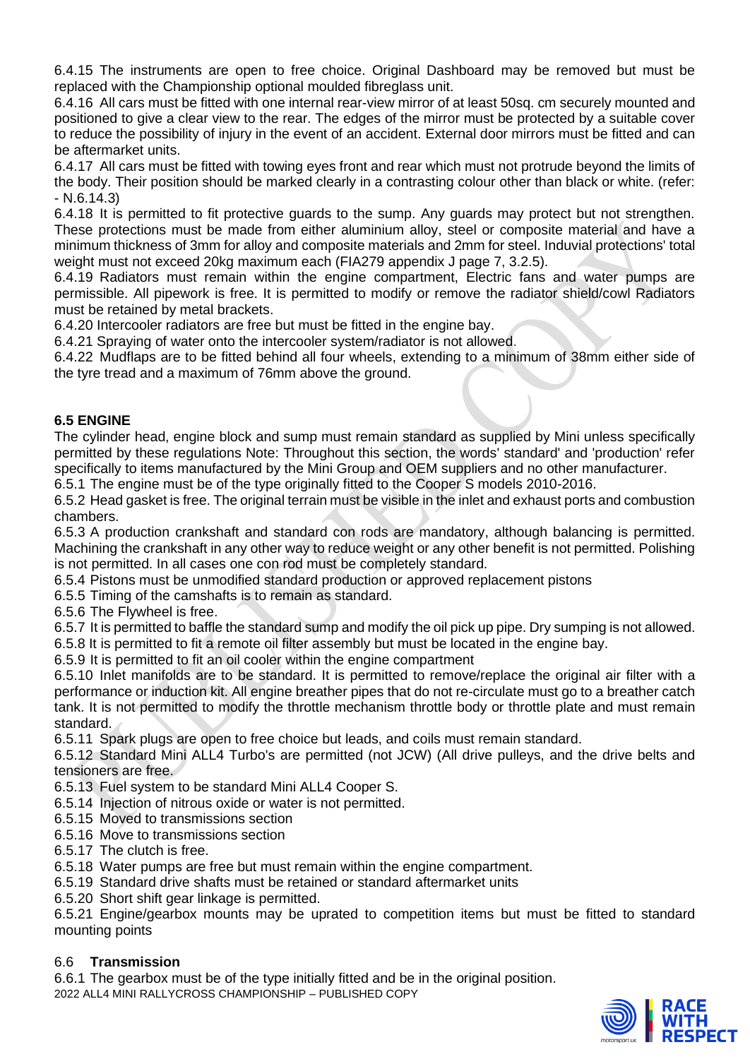6.4.15 The instruments are open to free choice. Original Dashboard may be removed but must be replaced with the Championship optional moulded fibreglass unit.

6.4.16 All cars must be fitted with one internal rear-view mirror of at least 50sq. cm securely mounted and positioned to give a clear view to the rear. The edges of the mirror must be protected by a suitable cover to reduce the possibility of injury in the event of an accident. External door mirrors must be fitted and can be aftermarket units.

6.4.17 All cars must be fitted with towing eyes front and rear which must not protrude beyond the limits of the body. Their position should be marked clearly in a contrasting colour other than black or white. (refer: - N.6.14.3)

6.4.18 It is permitted to fit protective guards to the sump. Any guards may protect but not strengthen. These protections must be made from either aluminium alloy, steel or composite material and have a minimum thickness of 3mm for alloy and composite materials and 2mm for steel. Induvial protections' total weight must not exceed 20kg maximum each (FIA279 appendix J page 7, 3.2.5).

6.4.19 Radiators must remain within the engine compartment, Electric fans and water pumps are permissible. All pipework is free. It is permitted to modify or remove the radiator shield/cowl Radiators must be retained by metal brackets.

6.4.20 Intercooler radiators are free but must be fitted in the engine bay.

6.4.21 Spraying of water onto the intercooler system/radiator is not allowed.

6.4.22 Mudflaps are to be fitted behind all four wheels, extending to a minimum of 38mm either side of the tyre tread and a maximum of 76mm above the ground.

## 6.5 ENGINE

The cylinder head, engine block and sump must remain standard as supplied by Mini unless specifically permitted by these regulations Note: Throughout this section, the words' standard' and 'production' refer specifically to items manufactured by the Mini Group and OEM suppliers and no other manufacturer.

6.5.1 The engine must be of the type originally fitted to the Cooper S models 2010-2016.

6.5.2 Head gasket is free. The original terrain must be visible in the inlet and exhaust ports and combustion chambers.

6.5.3 A production crankshaft and standard con rods are mandatory, although balancing is permitted. Machining the crankshaft in any other way to reduce weight or any other benefit is not permitted. Polishing is not permitted. In all cases one con rod must be completely standard.

6.5.4 Pistons must be unmodified standard production or approved replacement pistons

6.5.5 Timing of the camshafts is to remain as standard.

6.5.6 The Flywheel is free.

6.5.7 It is permitted to baffle the standard sump and modify the oil pick up pipe. Dry sumping is not allowed.

6.5.8 It is permitted to fit a remote oil filter assembly but must be located in the engine bay.

6.5.9 It is permitted to fit an oil cooler within the engine compartment

6.5.10 Inlet manifolds are to be standard. It is permitted to remove/replace the original air filter with a performance or induction kit. All engine breather pipes that do not re-circulate must go to a breather catch tank. It is not permitted to modify the throttle mechanism throttle body or throttle plate and must remain standard.

6.5.11 Spark plugs are open to free choice but leads, and coils must remain standard.

6.5.12 Standard Mini ALL4 Turbo's are permitted (not JCW) (All drive pulleys, and the drive belts and tensioners are free.

6.5.13 Fuel system to be standard Mini ALL4 Cooper S.

6.5.14 Injection of nitrous oxide or water is not permitted.

6.5.15 Moved to transmissions section

6.5.16 Move to transmissions section

6.5.17 The clutch is free.

6.5.18 Water pumps are free but must remain within the engine compartment.

6.5.19 Standard drive shafts must be retained or standard aftermarket units

6.5.20 Short shift gear linkage is permitted.

6.5.21 Engine/gearbox mounts may be uprated to competition items but must be fitted to standard mounting points

## 6.6 Transmission

6.6.1 The gearbox must be of the type initially fitted and be in the original position.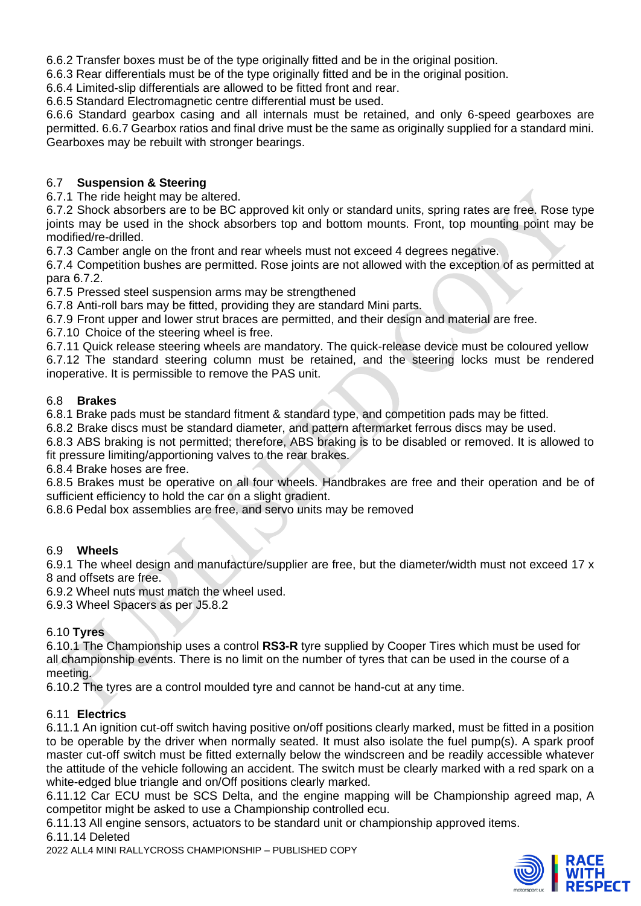6.6.2 Transfer boxes must be of the type originally fitted and be in the original position.
6.6.3 Rear differentials must be of the type originally fitted and be in the original position.
6.6.4 Limited-slip differentials are allowed to be fitted front and rear.
6.6.5 Standard Electromagnetic centre differential must be used.
6.6.6 Standard gearbox casing and all internals must be retained, and only 6-speed gearboxes are permitted. 6.6.7 Gearbox ratios and final drive must be the same as originally supplied for a standard mini. Gearboxes may be rebuilt with stronger bearings.

### 6.7 Suspension & Steering

6.7.1 The ride height may be altered.
6.7.2 Shock absorbers are to be BC approved kit only or standard units, spring rates are free. Rose type joints may be used in the shock absorbers top and bottom mounts. Front, top mounting point may be modified/re-drilled.
6.7.3 Camber angle on the front and rear wheels must not exceed 4 degrees negative.
6.7.4 Competition bushes are permitted. Rose joints are not allowed with the exception of as permitted at para 6.7.2.
6.7.5 Pressed steel suspension arms may be strengthened
6.7.8 Anti-roll bars may be fitted, providing they are standard Mini parts.
6.7.9 Front upper and lower strut braces are permitted, and their design and material are free.
6.7.10 Choice of the steering wheel is free.
6.7.11 Quick release steering wheels are mandatory. The quick-release device must be coloured yellow
6.7.12 The standard steering column must be retained, and the steering locks must be rendered inoperative. It is permissible to remove the PAS unit.

### 6.8 Brakes

6.8.1 Brake pads must be standard fitment & standard type, and competition pads may be fitted.
6.8.2 Brake discs must be standard diameter, and pattern aftermarket ferrous discs may be used.
6.8.3 ABS braking is not permitted; therefore, ABS braking is to be disabled or removed. It is allowed to fit pressure limiting/apportioning valves to the rear brakes.
6.8.4 Brake hoses are free.
6.8.5 Brakes must be operative on all four wheels. Handbrakes are free and their operation and be of sufficient efficiency to hold the car on a slight gradient.
6.8.6 Pedal box assemblies are free, and servo units may be removed

### 6.9 Wheels

6.9.1 The wheel design and manufacture/supplier are free, but the diameter/width must not exceed 17 x 8 and offsets are free.
6.9.2 Wheel nuts must match the wheel used.
6.9.3 Wheel Spacers as per J5.8.2

### 6.10 Tyres

6.10.1 The Championship uses a control **RS3-R** tyre supplied by Cooper Tires which must be used for all championship events. There is no limit on the number of tyres that can be used in the course of a meeting.
6.10.2 The tyres are a control moulded tyre and cannot be hand-cut at any time.

### 6.11 Electrics

6.11.1 An ignition cut-off switch having positive on/off positions clearly marked, must be fitted in a position to be operable by the driver when normally seated. It must also isolate the fuel pump(s). A spark proof master cut-off switch must be fitted externally below the windscreen and be readily accessible whatever the attitude of the vehicle following an accident. The switch must be clearly marked with a red spark on a white-edged blue triangle and on/Off positions clearly marked.
6.11.12 Car ECU must be SCS Delta, and the engine mapping will be Championship agreed map, A competitor might be asked to use a Championship controlled ecu.
6.11.13 All engine sensors, actuators to be standard unit or championship approved items.
6.11.14 Deleted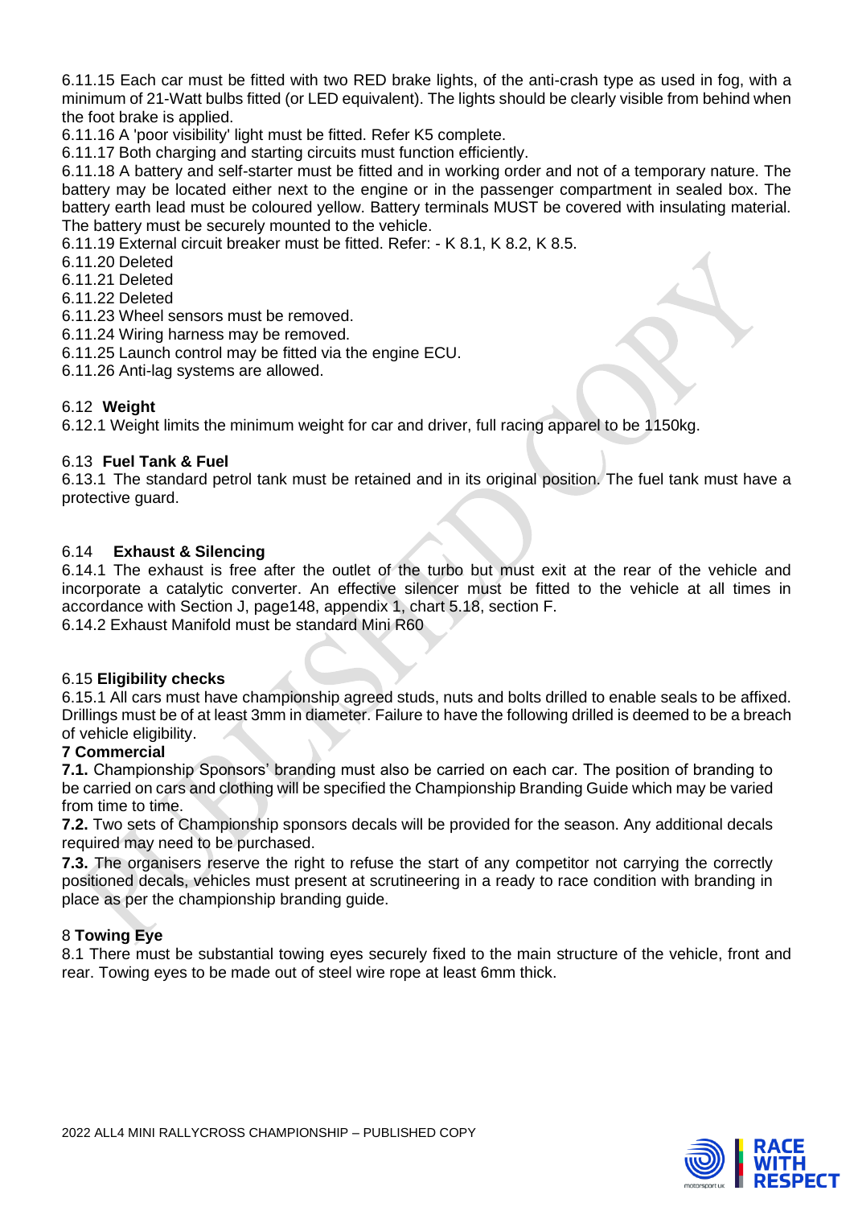6.11.15 Each car must be fitted with two RED brake lights, of the anti-crash type as used in fog, with a minimum of 21-Watt bulbs fitted (or LED equivalent). The lights should be clearly visible from behind when the foot brake is applied.

6.11.16 A 'poor visibility' light must be fitted. Refer K5 complete.

6.11.17 Both charging and starting circuits must function efficiently.

6.11.18 A battery and self-starter must be fitted and in working order and not of a temporary nature. The battery may be located either next to the engine or in the passenger compartment in sealed box. The battery earth lead must be coloured yellow. Battery terminals MUST be covered with insulating material. The battery must be securely mounted to the vehicle.

6.11.19 External circuit breaker must be fitted. Refer: - K 8.1, K 8.2, K 8.5.

6.11.20 Deleted

6.11.21 Deleted

6.11.22 Deleted

6.11.23 Wheel sensors must be removed.

6.11.24 Wiring harness may be removed.

6.11.25 Launch control may be fitted via the engine ECU.

6.11.26 Anti-lag systems are allowed.

### 6.12 **Weight**

6.12.1 Weight limits the minimum weight for car and driver, full racing apparel to be 1150kg.

### 6.13 **Fuel Tank & Fuel**

6.13.1 The standard petrol tank must be retained and in its original position. The fuel tank must have a protective guard.

### 6.14 **Exhaust & Silencing**

6.14.1 The exhaust is free after the outlet of the turbo but must exit at the rear of the vehicle and incorporate a catalytic converter. An effective silencer must be fitted to the vehicle at all times in accordance with Section J, page148, appendix 1, chart 5.18, section F.

6.14.2 Exhaust Manifold must be standard Mini R60

### 6.15 **Eligibility checks**

6.15.1 All cars must have championship agreed studs, nuts and bolts drilled to enable seals to be affixed. Drillings must be of at least 3mm in diameter. Failure to have the following drilled is deemed to be a breach of vehicle eligibility.

## 7 Commercial

**7.1.** Championship Sponsors' branding must also be carried on each car. The position of branding to be carried on cars and clothing will be specified the Championship Branding Guide which may be varied from time to time.

**7.2.** Two sets of Championship sponsors decals will be provided for the season. Any additional decals required may need to be purchased.

**7.3.** The organisers reserve the right to refuse the start of any competitor not carrying the correctly positioned decals, vehicles must present at scrutineering in a ready to race condition with branding in place as per the championship branding guide.

## 8 **Towing Eye**

8.1 There must be substantial towing eyes securely fixed to the main structure of the vehicle, front and rear. Towing eyes to be made out of steel wire rope at least 6mm thick.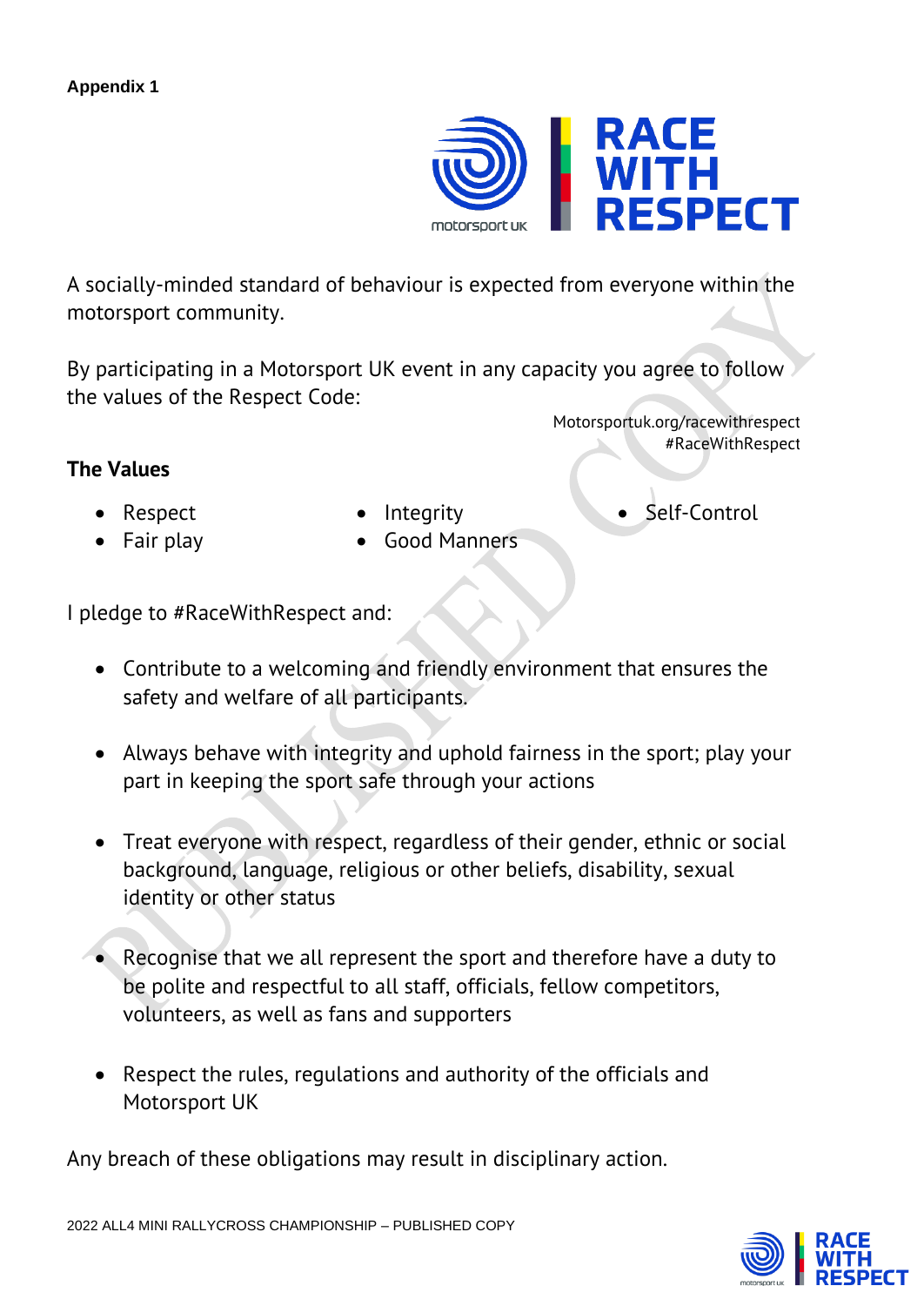**Appendix 1**

A socially-minded standard of behaviour is expected from everyone within the motorsport community.

By participating in a Motorsport UK event in any capacity you agree to follow the values of the Respect Code:

Motorsportuk.org/racewithrespect
#RaceWithRespect

**The Values**

- Respect
- Fair play
- Integrity
- Good Manners
- Self-Control

I pledge to #RaceWithRespect and:

- Contribute to a welcoming and friendly environment that ensures the safety and welfare of all participants.
- Always behave with integrity and uphold fairness in the sport; play your part in keeping the sport safe through your actions
- Treat everyone with respect, regardless of their gender, ethnic or social background, language, religious or other beliefs, disability, sexual identity or other status
- Recognise that we all represent the sport and therefore have a duty to be polite and respectful to all staff, officials, fellow competitors, volunteers, as well as fans and supporters
- Respect the rules, regulations and authority of the officials and Motorsport UK

Any breach of these obligations may result in disciplinary action.